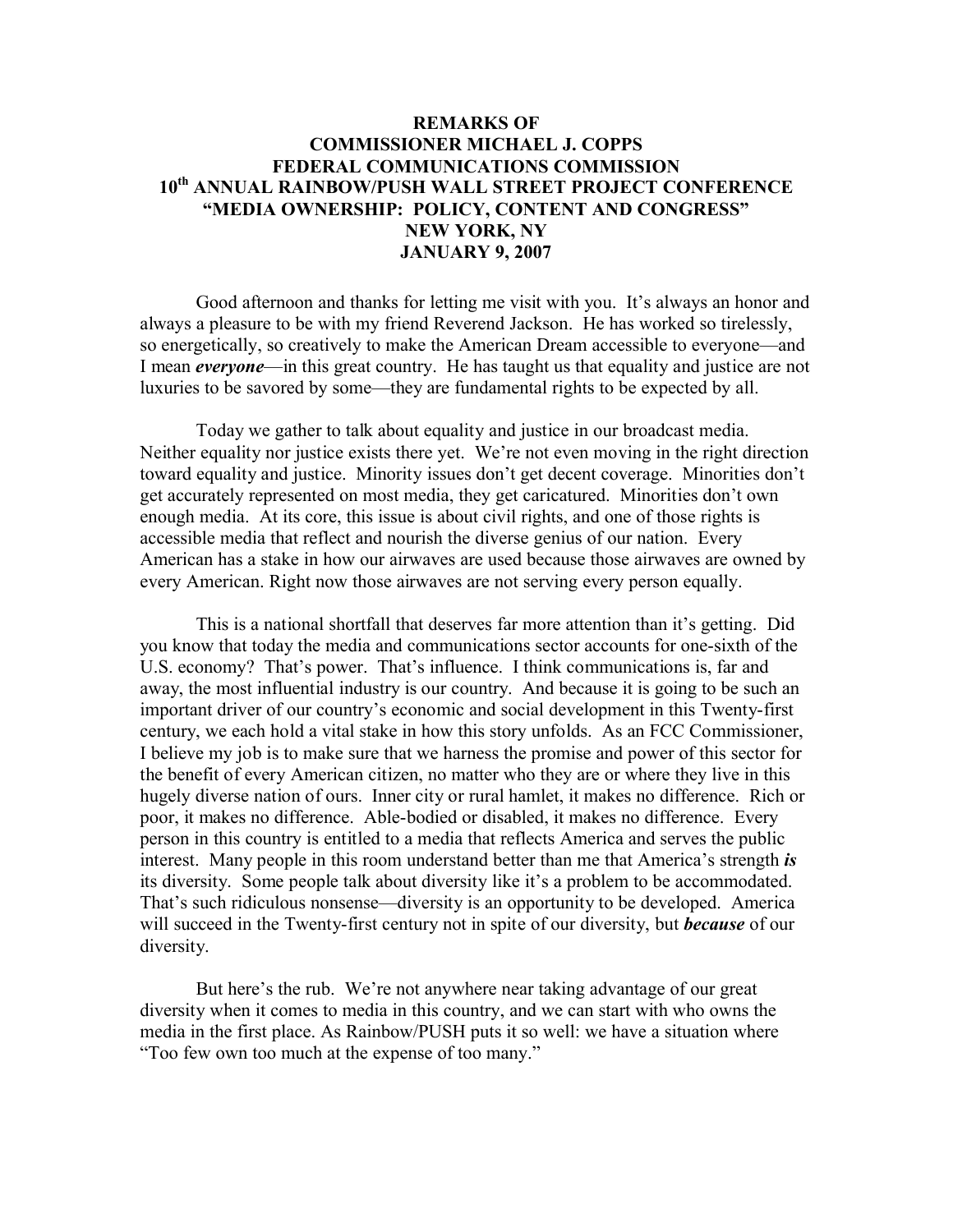# REMARKS OF COMMISSIONER MICHAEL J. COPPS FEDERAL COMMUNICATIONS COMMISSION 10th ANNUAL RAINBOW/PUSH WALL STREET PROJECT CONFERENCE "MEDIA OWNERSHIP: POLICY, CONTENT AND CONGRESS" NEW YORK, NY JANUARY 9, 2007

Good afternoon and thanks for letting me visit with you. It's always an honor and always a pleasure to be with my friend Reverend Jackson. He has worked so tirelessly, so energetically, so creatively to make the American Dream accessible to everyone—and I mean ***everyone***—in this great country. He has taught us that equality and justice are not luxuries to be savored by some—they are fundamental rights to be expected by all.

Today we gather to talk about equality and justice in our broadcast media. Neither equality nor justice exists there yet. We're not even moving in the right direction toward equality and justice. Minority issues don't get decent coverage. Minorities don't get accurately represented on most media, they get caricatured. Minorities don't own enough media. At its core, this issue is about civil rights, and one of those rights is accessible media that reflect and nourish the diverse genius of our nation. Every American has a stake in how our airwaves are used because those airwaves are owned by every American. Right now those airwaves are not serving every person equally.

This is a national shortfall that deserves far more attention than it's getting. Did you know that today the media and communications sector accounts for one-sixth of the U.S. economy? That's power. That's influence. I think communications is, far and away, the most influential industry is our country. And because it is going to be such an important driver of our country's economic and social development in this Twenty-first century, we each hold a vital stake in how this story unfolds. As an FCC Commissioner, I believe my job is to make sure that we harness the promise and power of this sector for the benefit of every American citizen, no matter who they are or where they live in this hugely diverse nation of ours. Inner city or rural hamlet, it makes no difference. Rich or poor, it makes no difference. Able-bodied or disabled, it makes no difference. Every person in this country is entitled to a media that reflects America and serves the public interest. Many people in this room understand better than me that America's strength ***is*** its diversity. Some people talk about diversity like it's a problem to be accommodated. That's such ridiculous nonsense—diversity is an opportunity to be developed. America will succeed in the Twenty-first century not in spite of our diversity, but ***because*** of our diversity.

But here's the rub. We're not anywhere near taking advantage of our great diversity when it comes to media in this country, and we can start with who owns the media in the first place. As Rainbow/PUSH puts it so well: we have a situation where "Too few own too much at the expense of too many."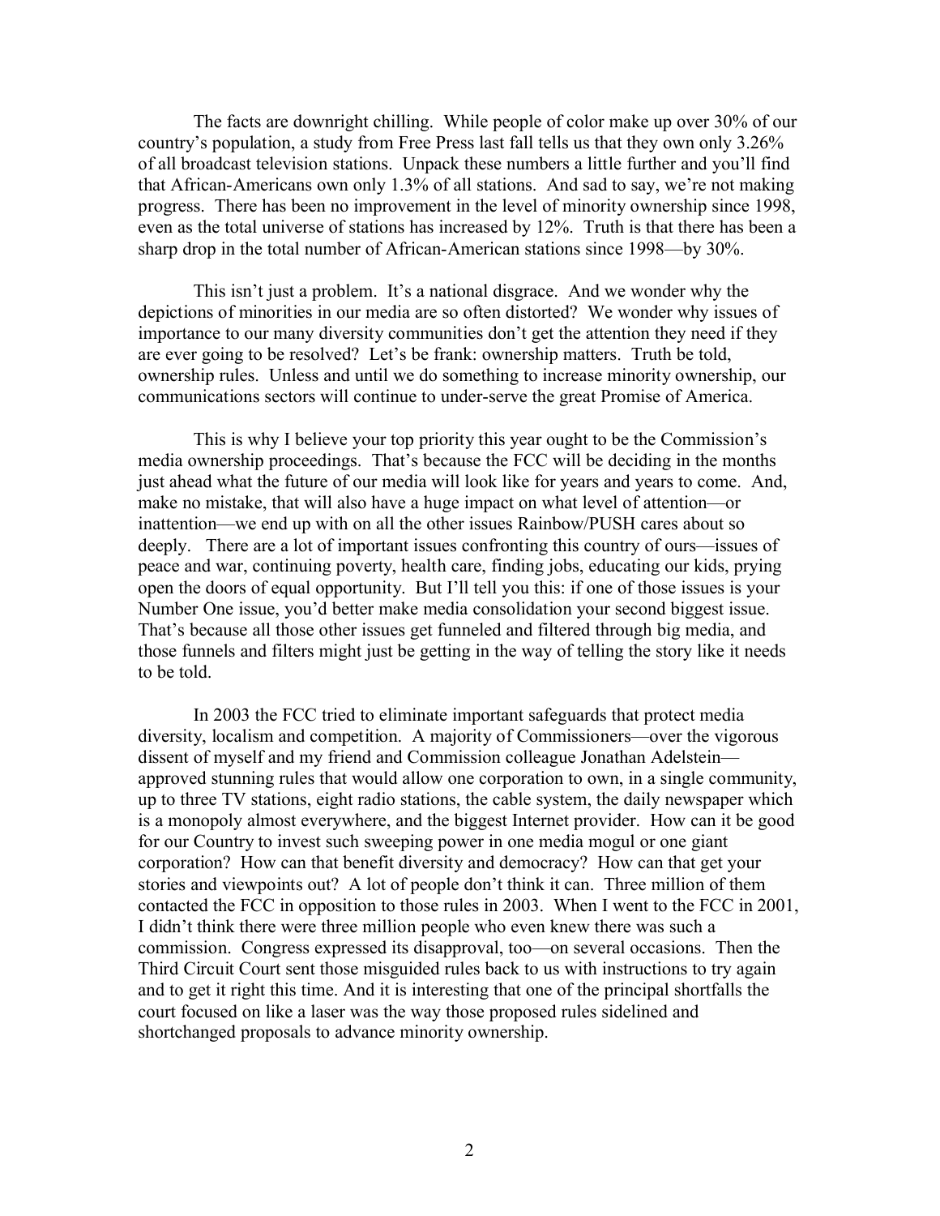The facts are downright chilling. While people of color make up over 30% of our country's population, a study from Free Press last fall tells us that they own only 3.26% of all broadcast television stations. Unpack these numbers a little further and you'll find that African-Americans own only 1.3% of all stations. And sad to say, we're not making progress. There has been no improvement in the level of minority ownership since 1998, even as the total universe of stations has increased by 12%. Truth is that there has been a sharp drop in the total number of African-American stations since 1998—by 30%.

This isn't just a problem. It's a national disgrace. And we wonder why the depictions of minorities in our media are so often distorted? We wonder why issues of importance to our many diversity communities don't get the attention they need if they are ever going to be resolved? Let's be frank: ownership matters. Truth be told, ownership rules. Unless and until we do something to increase minority ownership, our communications sectors will continue to under-serve the great Promise of America.

This is why I believe your top priority this year ought to be the Commission's media ownership proceedings. That's because the FCC will be deciding in the months just ahead what the future of our media will look like for years and years to come. And, make no mistake, that will also have a huge impact on what level of attention—or inattention—we end up with on all the other issues Rainbow/PUSH cares about so deeply. There are a lot of important issues confronting this country of ours—issues of peace and war, continuing poverty, health care, finding jobs, educating our kids, prying open the doors of equal opportunity. But I'll tell you this: if one of those issues is your Number One issue, you'd better make media consolidation your second biggest issue. That's because all those other issues get funneled and filtered through big media, and those funnels and filters might just be getting in the way of telling the story like it needs to be told.

In 2003 the FCC tried to eliminate important safeguards that protect media diversity, localism and competition. A majority of Commissioners—over the vigorous dissent of myself and my friend and Commission colleague Jonathan Adelstein—approved stunning rules that would allow one corporation to own, in a single community, up to three TV stations, eight radio stations, the cable system, the daily newspaper which is a monopoly almost everywhere, and the biggest Internet provider. How can it be good for our Country to invest such sweeping power in one media mogul or one giant corporation? How can that benefit diversity and democracy? How can that get your stories and viewpoints out? A lot of people don't think it can. Three million of them contacted the FCC in opposition to those rules in 2003. When I went to the FCC in 2001, I didn't think there were three million people who even knew there was such a commission. Congress expressed its disapproval, too—on several occasions. Then the Third Circuit Court sent those misguided rules back to us with instructions to try again and to get it right this time. And it is interesting that one of the principal shortfalls the court focused on like a laser was the way those proposed rules sidelined and shortchanged proposals to advance minority ownership.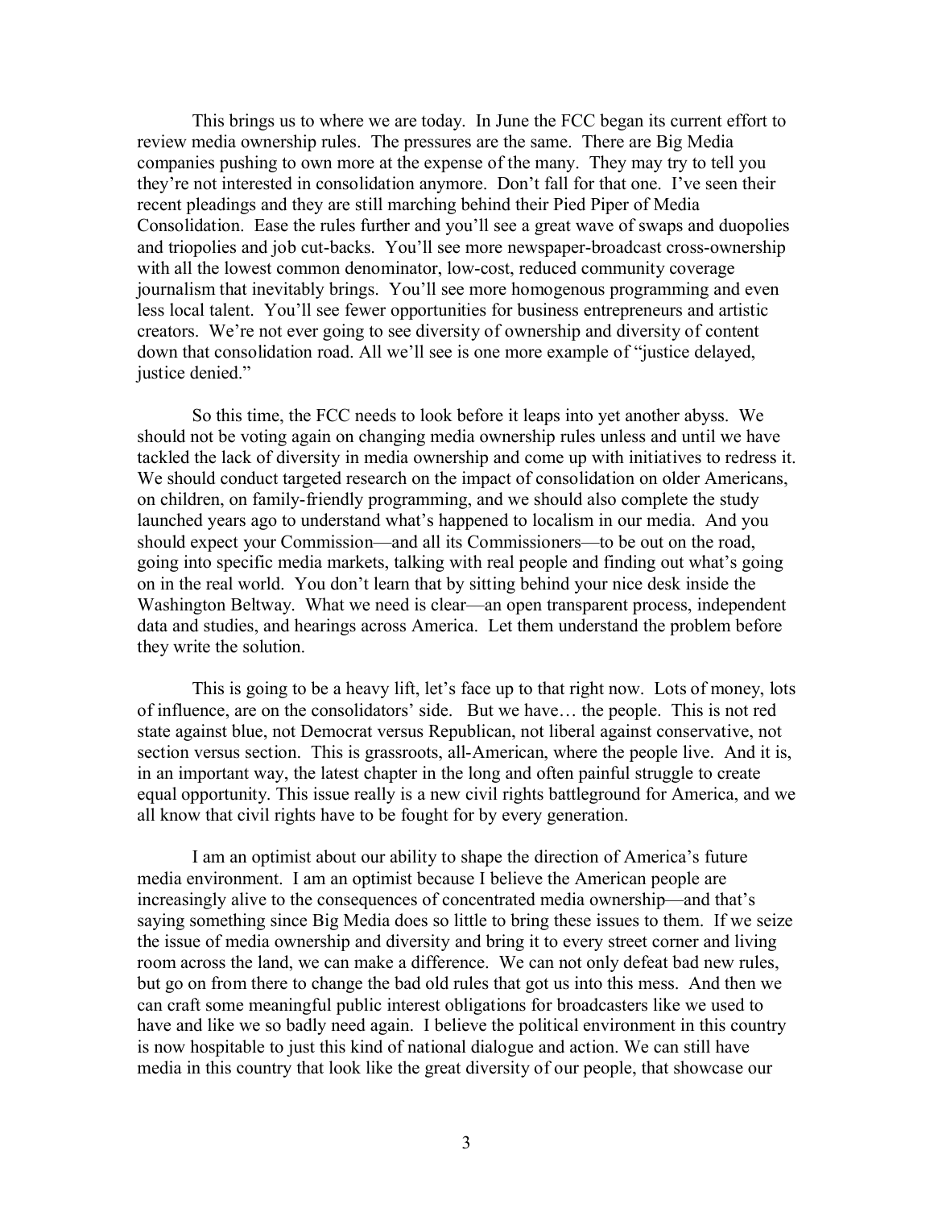This brings us to where we are today. In June the FCC began its current effort to review media ownership rules. The pressures are the same. There are Big Media companies pushing to own more at the expense of the many. They may try to tell you they're not interested in consolidation anymore. Don't fall for that one. I've seen their recent pleadings and they are still marching behind their Pied Piper of Media Consolidation. Ease the rules further and you'll see a great wave of swaps and duopolies and triopolies and job cut-backs. You'll see more newspaper-broadcast cross-ownership with all the lowest common denominator, low-cost, reduced community coverage journalism that inevitably brings. You'll see more homogenous programming and even less local talent. You'll see fewer opportunities for business entrepreneurs and artistic creators. We're not ever going to see diversity of ownership and diversity of content down that consolidation road. All we'll see is one more example of "justice delayed, justice denied."

So this time, the FCC needs to look before it leaps into yet another abyss. We should not be voting again on changing media ownership rules unless and until we have tackled the lack of diversity in media ownership and come up with initiatives to redress it. We should conduct targeted research on the impact of consolidation on older Americans, on children, on family-friendly programming, and we should also complete the study launched years ago to understand what's happened to localism in our media. And you should expect your Commission—and all its Commissioners—to be out on the road, going into specific media markets, talking with real people and finding out what's going on in the real world. You don't learn that by sitting behind your nice desk inside the Washington Beltway. What we need is clear—an open transparent process, independent data and studies, and hearings across America. Let them understand the problem before they write the solution.

This is going to be a heavy lift, let's face up to that right now. Lots of money, lots of influence, are on the consolidators' side. But we have… the people. This is not red state against blue, not Democrat versus Republican, not liberal against conservative, not section versus section. This is grassroots, all-American, where the people live. And it is, in an important way, the latest chapter in the long and often painful struggle to create equal opportunity. This issue really is a new civil rights battleground for America, and we all know that civil rights have to be fought for by every generation.

I am an optimist about our ability to shape the direction of America's future media environment. I am an optimist because I believe the American people are increasingly alive to the consequences of concentrated media ownership—and that's saying something since Big Media does so little to bring these issues to them. If we seize the issue of media ownership and diversity and bring it to every street corner and living room across the land, we can make a difference. We can not only defeat bad new rules, but go on from there to change the bad old rules that got us into this mess. And then we can craft some meaningful public interest obligations for broadcasters like we used to have and like we so badly need again. I believe the political environment in this country is now hospitable to just this kind of national dialogue and action. We can still have media in this country that look like the great diversity of our people, that showcase our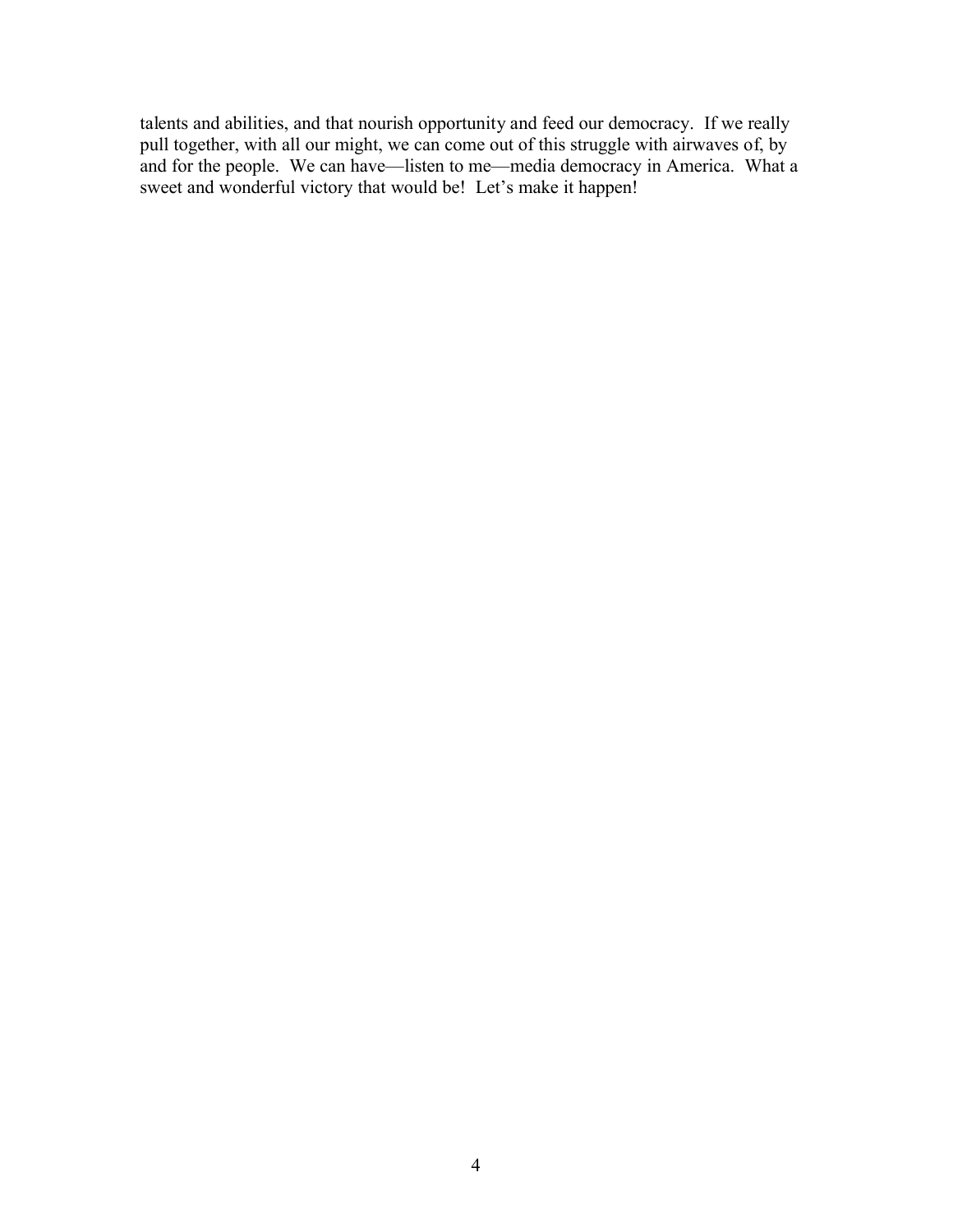talents and abilities, and that nourish opportunity and feed our democracy. If we really pull together, with all our might, we can come out of this struggle with airwaves of, by and for the people. We can have—listen to me—media democracy in America. What a sweet and wonderful victory that would be! Let's make it happen!